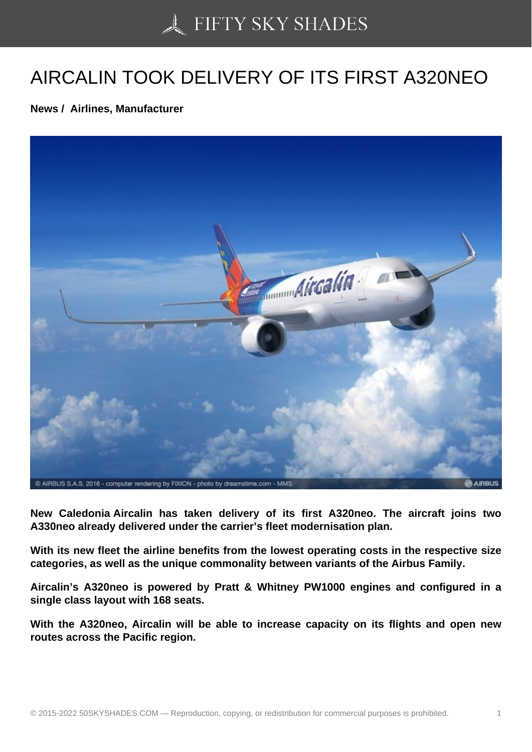# AIRCALIN TOOK DELIVERY OF ITS FIRST A320NEO

**News / Airlines, Manufacturer**

**New Caledonia Aircalin has taken delivery of its first A320neo. The aircraft joins two A330neo already delivered under the carrier's fleet modernisation plan.**

**With its new fleet the airline benefits from the lowest operating costs in the respective size categories, as well as the unique commonality between variants of the Airbus Family.**

**Aircalin's A320neo is powered by Pratt & Whitney PW1000 engines and configured in a single class layout with 168 seats.**

**With the A320neo, Aircalin will be able to increase capacity on its flights and open new routes across the Pacific region.**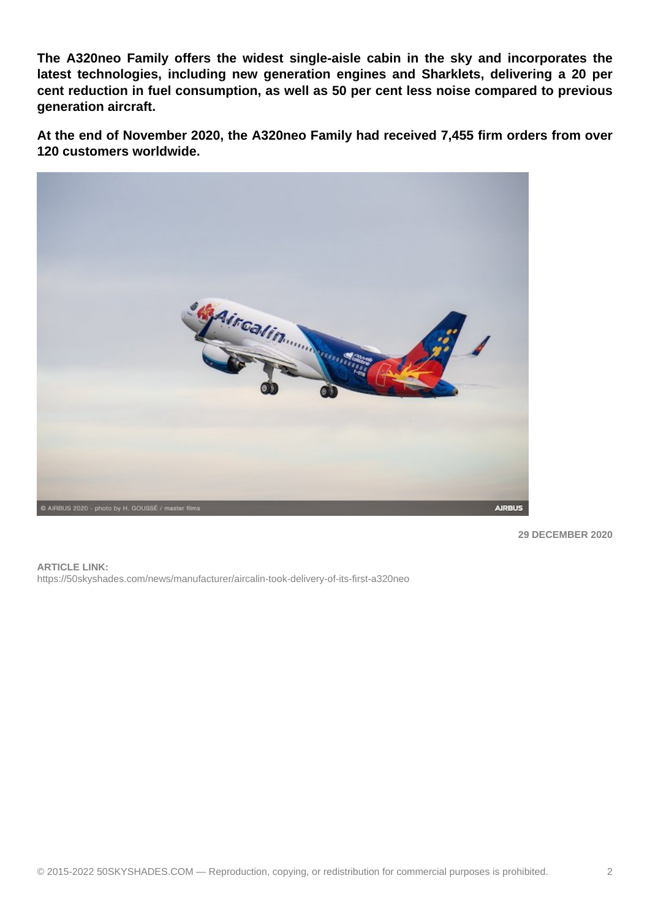**The A320neo Family offers the widest single-aisle cabin in the sky and incorporates the latest technologies, including new generation engines and Sharklets, delivering a 20 per cent reduction in fuel consumption, as well as 50 per cent less noise compared to previous generation aircraft.**

**At the end of November 2020, the A320neo Family had received 7,455 firm orders from over 120 customers worldwide.**

**29 DECEMBER 2020**

**ARTICLE LINK:**
https://50skyshades.com/news/manufacturer/aircalin-took-delivery-of-its-first-a320neo